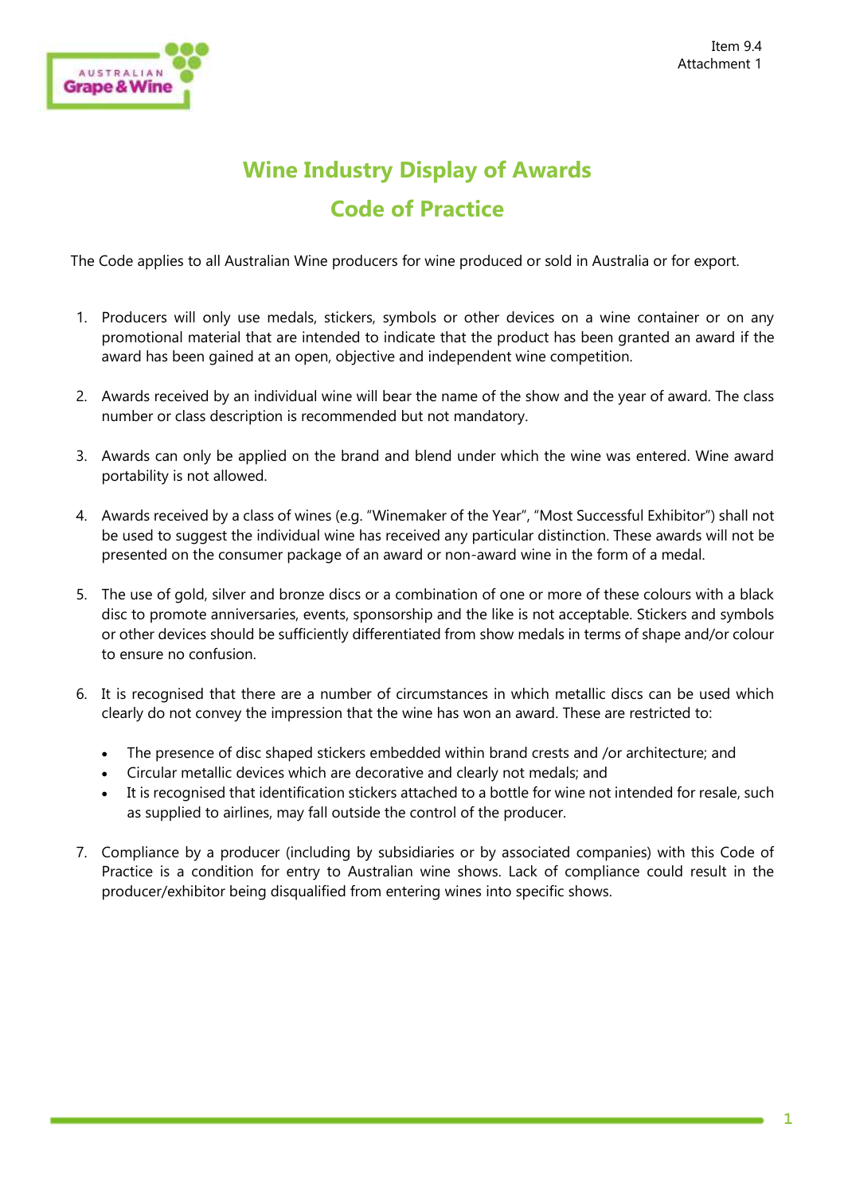Item 9.4
Attachment 1

# Wine Industry Display of Awards

# Code of Practice

The Code applies to all Australian Wine producers for wine produced or sold in Australia or for export.

1. Producers will only use medals, stickers, symbols or other devices on a wine container or on any promotional material that are intended to indicate that the product has been granted an award if the award has been gained at an open, objective and independent wine competition.

2. Awards received by an individual wine will bear the name of the show and the year of award. The class number or class description is recommended but not mandatory.

3. Awards can only be applied on the brand and blend under which the wine was entered. Wine award portability is not allowed.

4. Awards received by a class of wines (e.g. "Winemaker of the Year", "Most Successful Exhibitor") shall not be used to suggest the individual wine has received any particular distinction. These awards will not be presented on the consumer package of an award or non-award wine in the form of a medal.

5. The use of gold, silver and bronze discs or a combination of one or more of these colours with a black disc to promote anniversaries, events, sponsorship and the like is not acceptable. Stickers and symbols or other devices should be sufficiently differentiated from show medals in terms of shape and/or colour to ensure no confusion.

6. It is recognised that there are a number of circumstances in which metallic discs can be used which clearly do not convey the impression that the wine has won an award. These are restricted to:

   - The presence of disc shaped stickers embedded within brand crests and /or architecture; and
   - Circular metallic devices which are decorative and clearly not medals; and
   - It is recognised that identification stickers attached to a bottle for wine not intended for resale, such as supplied to airlines, may fall outside the control of the producer.

7. Compliance by a producer (including by subsidiaries or by associated companies) with this Code of Practice is a condition for entry to Australian wine shows. Lack of compliance could result in the producer/exhibitor being disqualified from entering wines into specific shows.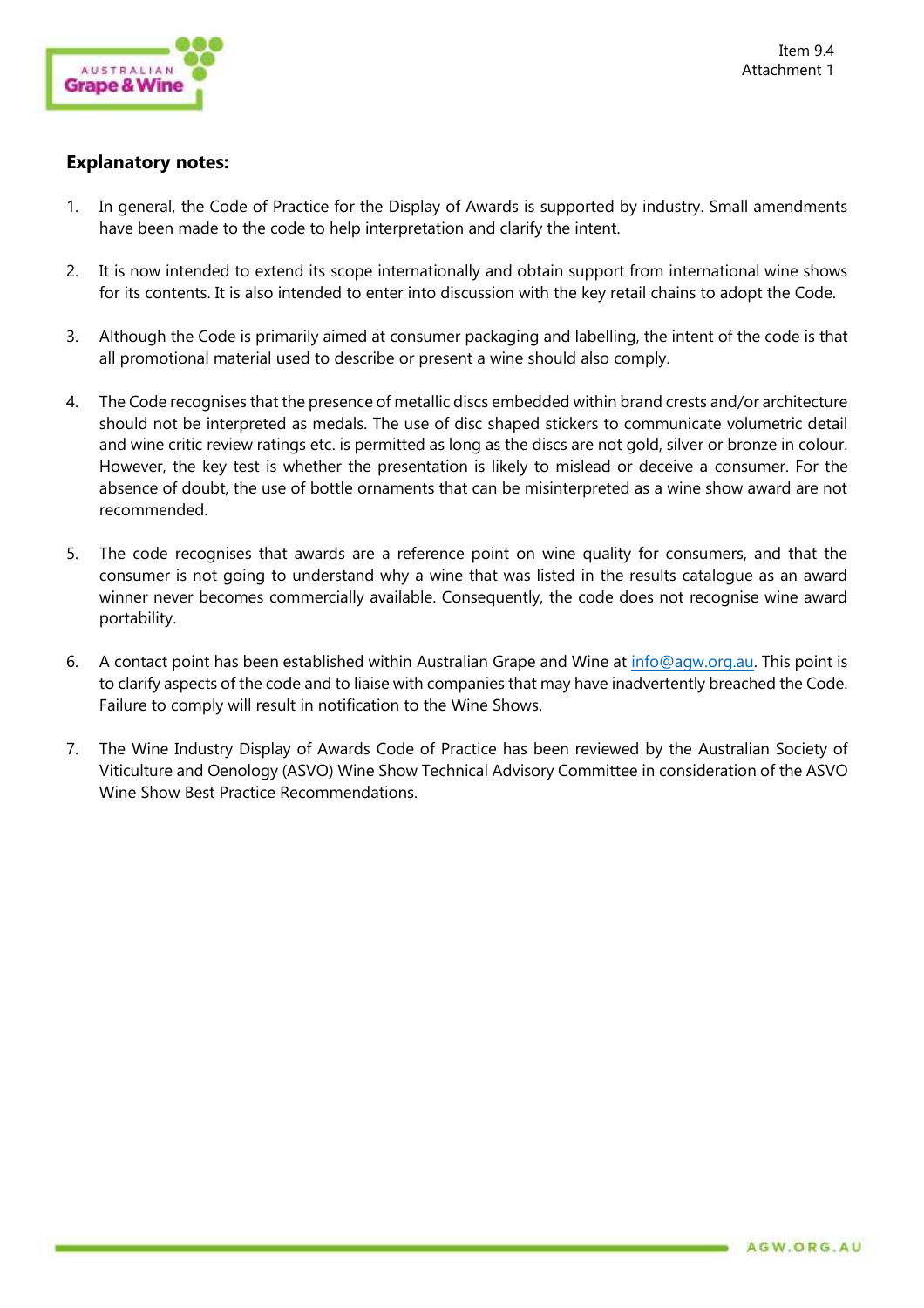Item 9.4
Attachment 1

## Explanatory notes:

1. In general, the Code of Practice for the Display of Awards is supported by industry. Small amendments have been made to the code to help interpretation and clarify the intent.

2. It is now intended to extend its scope internationally and obtain support from international wine shows for its contents. It is also intended to enter into discussion with the key retail chains to adopt the Code.

3. Although the Code is primarily aimed at consumer packaging and labelling, the intent of the code is that all promotional material used to describe or present a wine should also comply.

4. The Code recognises that the presence of metallic discs embedded within brand crests and/or architecture should not be interpreted as medals. The use of disc shaped stickers to communicate volumetric detail and wine critic review ratings etc. is permitted as long as the discs are not gold, silver or bronze in colour. However, the key test is whether the presentation is likely to mislead or deceive a consumer. For the absence of doubt, the use of bottle ornaments that can be misinterpreted as a wine show award are not recommended.

5. The code recognises that awards are a reference point on wine quality for consumers, and that the consumer is not going to understand why a wine that was listed in the results catalogue as an award winner never becomes commercially available. Consequently, the code does not recognise wine award portability.

6. A contact point has been established within Australian Grape and Wine at info@agw.org.au. This point is to clarify aspects of the code and to liaise with companies that may have inadvertently breached the Code. Failure to comply will result in notification to the Wine Shows.

7. The Wine Industry Display of Awards Code of Practice has been reviewed by the Australian Society of Viticulture and Oenology (ASVO) Wine Show Technical Advisory Committee in consideration of the ASVO Wine Show Best Practice Recommendations.